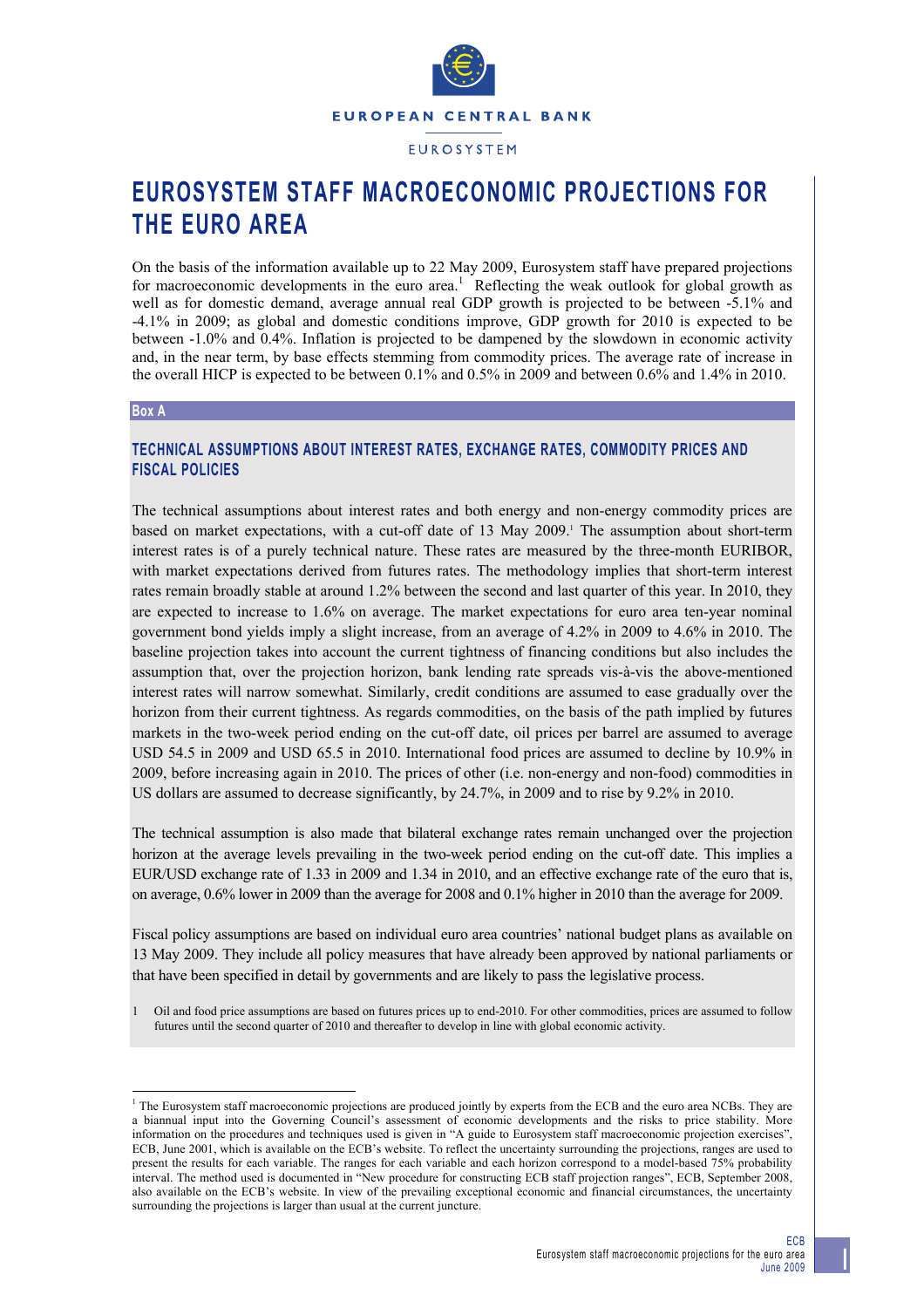EUROPEAN CENTRAL BANK

EUROSYSTEM

# EUROSYSTEM STAFF MACROECONOMIC PROJECTIONS FOR THE EURO AREA

On the basis of the information available up to 22 May 2009, Eurosystem staff have prepared projections for macroeconomic developments in the euro area.[1] Reflecting the weak outlook for global growth as well as for domestic demand, average annual real GDP growth is projected to be between -5.1% and -4.1% in 2009; as global and domestic conditions improve, GDP growth for 2010 is expected to be between -1.0% and 0.4%. Inflation is projected to be dampened by the slowdown in economic activity and, in the near term, by base effects stemming from commodity prices. The average rate of increase in the overall HICP is expected to be between 0.1% and 0.5% in 2009 and between 0.6% and 1.4% in 2010.

## Box A

### TECHNICAL ASSUMPTIONS ABOUT INTEREST RATES, EXCHANGE RATES, COMMODITY PRICES AND FISCAL POLICIES

The technical assumptions about interest rates and both energy and non-energy commodity prices are based on market expectations, with a cut-off date of 13 May 2009.[1] The assumption about short-term interest rates is of a purely technical nature. These rates are measured by the three-month EURIBOR, with market expectations derived from futures rates. The methodology implies that short-term interest rates remain broadly stable at around 1.2% between the second and last quarter of this year. In 2010, they are expected to increase to 1.6% on average. The market expectations for euro area ten-year nominal government bond yields imply a slight increase, from an average of 4.2% in 2009 to 4.6% in 2010. The baseline projection takes into account the current tightness of financing conditions but also includes the assumption that, over the projection horizon, bank lending rate spreads vis-à-vis the above-mentioned interest rates will narrow somewhat. Similarly, credit conditions are assumed to ease gradually over the horizon from their current tightness. As regards commodities, on the basis of the path implied by futures markets in the two-week period ending on the cut-off date, oil prices per barrel are assumed to average USD 54.5 in 2009 and USD 65.5 in 2010. International food prices are assumed to decline by 10.9% in 2009, before increasing again in 2010. The prices of other (i.e. non-energy and non-food) commodities in US dollars are assumed to decrease significantly, by 24.7%, in 2009 and to rise by 9.2% in 2010.

The technical assumption is also made that bilateral exchange rates remain unchanged over the projection horizon at the average levels prevailing in the two-week period ending on the cut-off date. This implies a EUR/USD exchange rate of 1.33 in 2009 and 1.34 in 2010, and an effective exchange rate of the euro that is, on average, 0.6% lower in 2009 than the average for 2008 and 0.1% higher in 2010 than the average for 2009.

Fiscal policy assumptions are based on individual euro area countries' national budget plans as available on 13 May 2009. They include all policy measures that have already been approved by national parliaments or that have been specified in detail by governments and are likely to pass the legislative process.

1 Oil and food price assumptions are based on futures prices up to end-2010. For other commodities, prices are assumed to follow futures until the second quarter of 2010 and thereafter to develop in line with global economic activity.

---

[1] The Eurosystem staff macroeconomic projections are produced jointly by experts from the ECB and the euro area NCBs. They are a biannual input into the Governing Council's assessment of economic developments and the risks to price stability. More information on the procedures and techniques used is given in "A guide to Eurosystem staff macroeconomic projection exercises", ECB, June 2001, which is available on the ECB's website. To reflect the uncertainty surrounding the projections, ranges are used to present the results for each variable. The ranges for each variable and each horizon correspond to a model-based 75% probability interval. The method used is documented in "New procedure for constructing ECB staff projection ranges", ECB, September 2008, also available on the ECB's website. In view of the prevailing exceptional economic and financial circumstances, the uncertainty surrounding the projections is larger than usual at the current juncture.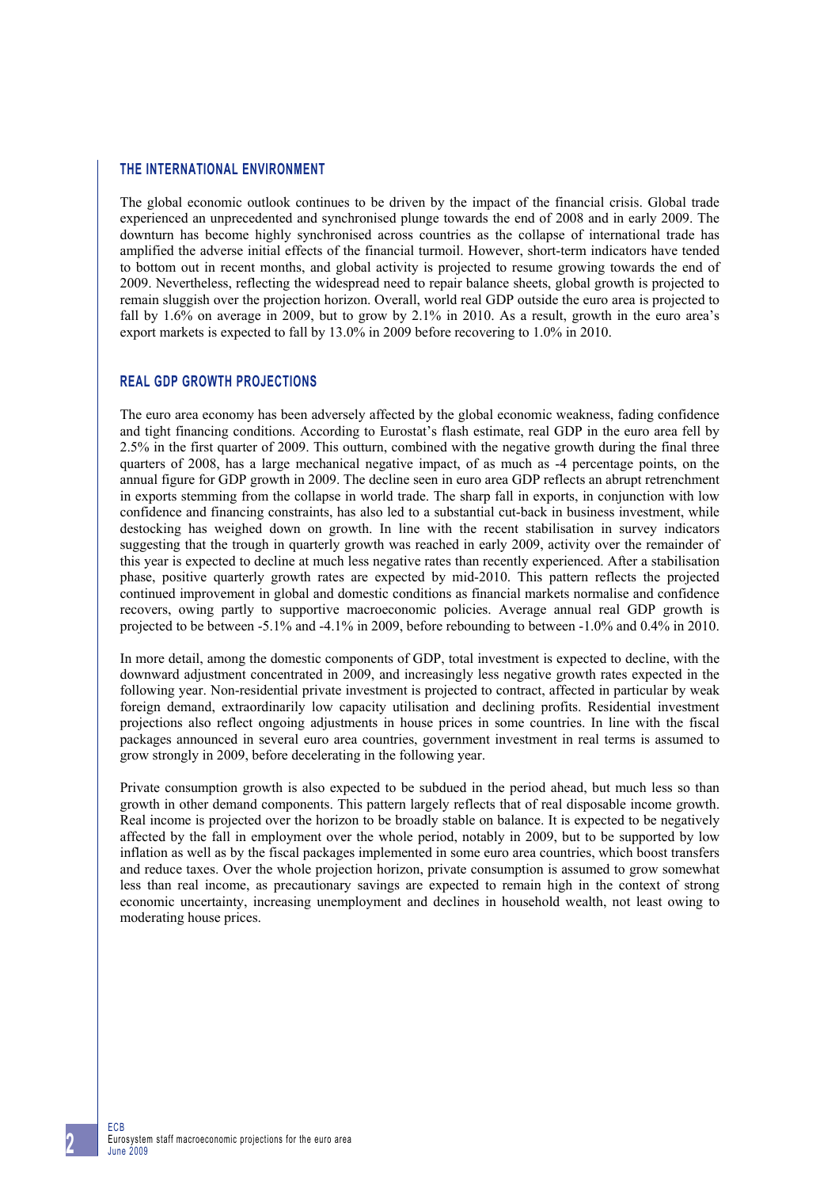## THE INTERNATIONAL ENVIRONMENT

The global economic outlook continues to be driven by the impact of the financial crisis. Global trade experienced an unprecedented and synchronised plunge towards the end of 2008 and in early 2009. The downturn has become highly synchronised across countries as the collapse of international trade has amplified the adverse initial effects of the financial turmoil. However, short-term indicators have tended to bottom out in recent months, and global activity is projected to resume growing towards the end of 2009. Nevertheless, reflecting the widespread need to repair balance sheets, global growth is projected to remain sluggish over the projection horizon. Overall, world real GDP outside the euro area is projected to fall by 1.6% on average in 2009, but to grow by 2.1% in 2010. As a result, growth in the euro area's export markets is expected to fall by 13.0% in 2009 before recovering to 1.0% in 2010.

## REAL GDP GROWTH PROJECTIONS

The euro area economy has been adversely affected by the global economic weakness, fading confidence and tight financing conditions. According to Eurostat's flash estimate, real GDP in the euro area fell by 2.5% in the first quarter of 2009. This outturn, combined with the negative growth during the final three quarters of 2008, has a large mechanical negative impact, of as much as -4 percentage points, on the annual figure for GDP growth in 2009. The decline seen in euro area GDP reflects an abrupt retrenchment in exports stemming from the collapse in world trade. The sharp fall in exports, in conjunction with low confidence and financing constraints, has also led to a substantial cut-back in business investment, while destocking has weighed down on growth. In line with the recent stabilisation in survey indicators suggesting that the trough in quarterly growth was reached in early 2009, activity over the remainder of this year is expected to decline at much less negative rates than recently experienced. After a stabilisation phase, positive quarterly growth rates are expected by mid-2010. This pattern reflects the projected continued improvement in global and domestic conditions as financial markets normalise and confidence recovers, owing partly to supportive macroeconomic policies. Average annual real GDP growth is projected to be between -5.1% and -4.1% in 2009, before rebounding to between -1.0% and 0.4% in 2010.

In more detail, among the domestic components of GDP, total investment is expected to decline, with the downward adjustment concentrated in 2009, and increasingly less negative growth rates expected in the following year. Non-residential private investment is projected to contract, affected in particular by weak foreign demand, extraordinarily low capacity utilisation and declining profits. Residential investment projections also reflect ongoing adjustments in house prices in some countries. In line with the fiscal packages announced in several euro area countries, government investment in real terms is assumed to grow strongly in 2009, before decelerating in the following year.

Private consumption growth is also expected to be subdued in the period ahead, but much less so than growth in other demand components. This pattern largely reflects that of real disposable income growth. Real income is projected over the horizon to be broadly stable on balance. It is expected to be negatively affected by the fall in employment over the whole period, notably in 2009, but to be supported by low inflation as well as by the fiscal packages implemented in some euro area countries, which boost transfers and reduce taxes. Over the whole projection horizon, private consumption is assumed to grow somewhat less than real income, as precautionary savings are expected to remain high in the context of strong economic uncertainty, increasing unemployment and declines in household wealth, not least owing to moderating house prices.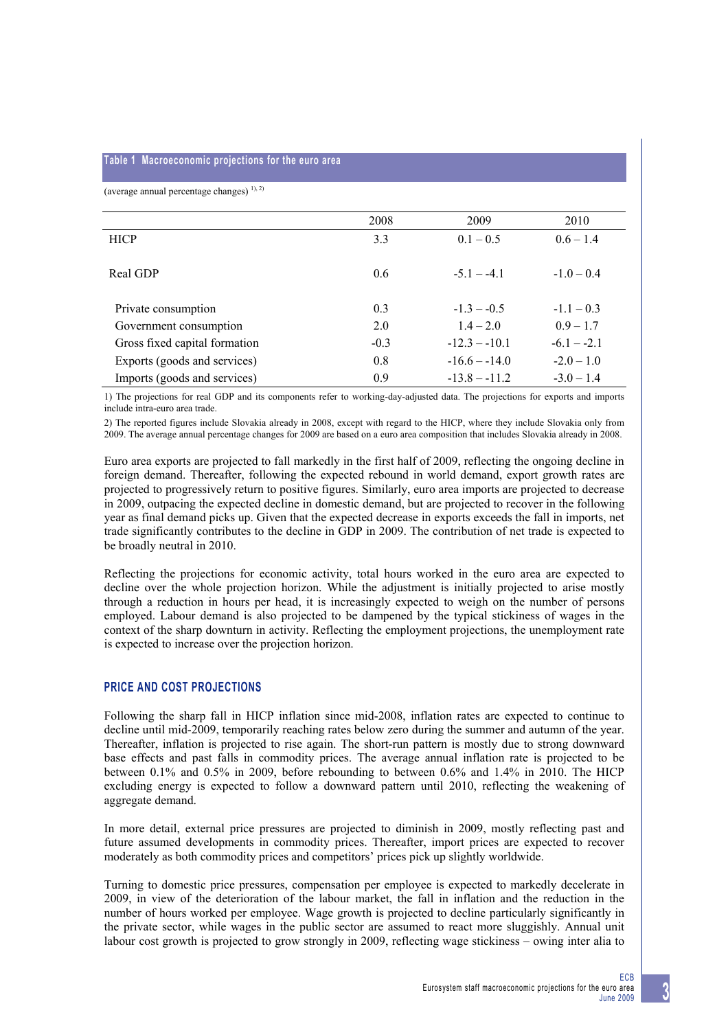**Table 1 Macroeconomic projections for the euro area**

(average annual percentage changes) [1), 2)]

| | 2008 | 2009 | 2010 |
|---|---|---|---|
| HICP | 3.3 | 0.1 – 0.5 | 0.6 – 1.4 |
| Real GDP | 0.6 | -5.1 – -4.1 | -1.0 – 0.4 |
| Private consumption | 0.3 | -1.3 – -0.5 | -1.1 – 0.3 |
| Government consumption | 2.0 | 1.4 – 2.0 | 0.9 – 1.7 |
| Gross fixed capital formation | -0.3 | -12.3 – -10.1 | -6.1 – -2.1 |
| Exports (goods and services) | 0.8 | -16.6 – -14.0 | -2.0 – 1.0 |
| Imports (goods and services) | 0.9 | -13.8 – -11.2 | -3.0 – 1.4 |

1) The projections for real GDP and its components refer to working-day-adjusted data. The projections for exports and imports include intra-euro area trade.

2) The reported figures include Slovakia already in 2008, except with regard to the HICP, where they include Slovakia only from 2009. The average annual percentage changes for 2009 are based on a euro area composition that includes Slovakia already in 2008.

Euro area exports are projected to fall markedly in the first half of 2009, reflecting the ongoing decline in foreign demand. Thereafter, following the expected rebound in world demand, export growth rates are projected to progressively return to positive figures. Similarly, euro area imports are projected to decrease in 2009, outpacing the expected decline in domestic demand, but are projected to recover in the following year as final demand picks up. Given that the expected decrease in exports exceeds the fall in imports, net trade significantly contributes to the decline in GDP in 2009. The contribution of net trade is expected to be broadly neutral in 2010.

Reflecting the projections for economic activity, total hours worked in the euro area are expected to decline over the whole projection horizon. While the adjustment is initially projected to arise mostly through a reduction in hours per head, it is increasingly expected to weigh on the number of persons employed. Labour demand is also projected to be dampened by the typical stickiness of wages in the context of the sharp downturn in activity. Reflecting the employment projections, the unemployment rate is expected to increase over the projection horizon.

## PRICE AND COST PROJECTIONS

Following the sharp fall in HICP inflation since mid-2008, inflation rates are expected to continue to decline until mid-2009, temporarily reaching rates below zero during the summer and autumn of the year. Thereafter, inflation is projected to rise again. The short-run pattern is mostly due to strong downward base effects and past falls in commodity prices. The average annual inflation rate is projected to be between 0.1% and 0.5% in 2009, before rebounding to between 0.6% and 1.4% in 2010. The HICP excluding energy is expected to follow a downward pattern until 2010, reflecting the weakening of aggregate demand.

In more detail, external price pressures are projected to diminish in 2009, mostly reflecting past and future assumed developments in commodity prices. Thereafter, import prices are expected to recover moderately as both commodity prices and competitors' prices pick up slightly worldwide.

Turning to domestic price pressures, compensation per employee is expected to markedly decelerate in 2009, in view of the deterioration of the labour market, the fall in inflation and the reduction in the number of hours worked per employee. Wage growth is projected to decline particularly significantly in the private sector, while wages in the public sector are assumed to react more sluggishly. Annual unit labour cost growth is projected to grow strongly in 2009, reflecting wage stickiness – owing inter alia to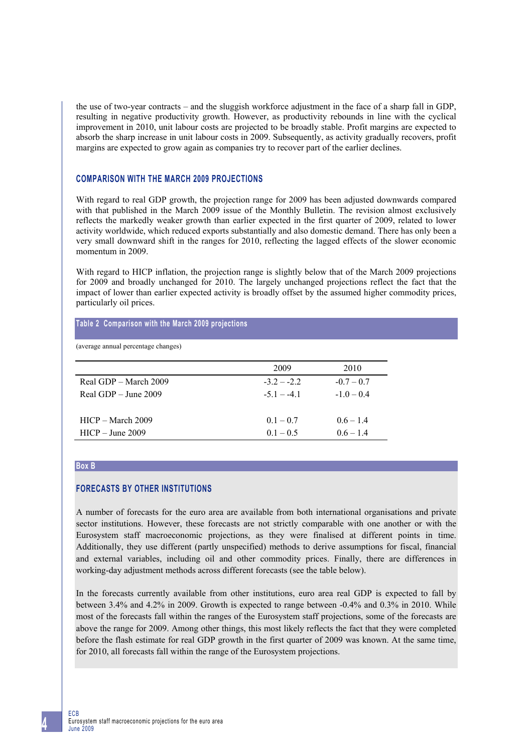the use of two-year contracts – and the sluggish workforce adjustment in the face of a sharp fall in GDP, resulting in negative productivity growth. However, as productivity rebounds in line with the cyclical improvement in 2010, unit labour costs are projected to be broadly stable. Profit margins are expected to absorb the sharp increase in unit labour costs in 2009. Subsequently, as activity gradually recovers, profit margins are expected to grow again as companies try to recover part of the earlier declines.

## COMPARISON WITH THE MARCH 2009 PROJECTIONS

With regard to real GDP growth, the projection range for 2009 has been adjusted downwards compared with that published in the March 2009 issue of the Monthly Bulletin. The revision almost exclusively reflects the markedly weaker growth than earlier expected in the first quarter of 2009, related to lower activity worldwide, which reduced exports substantially and also domestic demand. There has only been a very small downward shift in the ranges for 2010, reflecting the lagged effects of the slower economic momentum in 2009.

With regard to HICP inflation, the projection range is slightly below that of the March 2009 projections for 2009 and broadly unchanged for 2010. The largely unchanged projections reflect the fact that the impact of lower than earlier expected activity is broadly offset by the assumed higher commodity prices, particularly oil prices.

**Table 2 Comparison with the March 2009 projections**

(average annual percentage changes)

| | 2009 | 2010 |
|---|---|---|
| Real GDP – March 2009 | -3.2 – -2.2 | -0.7 – 0.7 |
| Real GDP – June 2009 | -5.1 – -4.1 | -1.0 – 0.4 |
| | | |
| HICP – March 2009 | 0.1 – 0.7 | 0.6 – 1.4 |
| HICP – June 2009 | 0.1 – 0.5 | 0.6 – 1.4 |

**Box B**

## FORECASTS BY OTHER INSTITUTIONS

A number of forecasts for the euro area are available from both international organisations and private sector institutions. However, these forecasts are not strictly comparable with one another or with the Eurosystem staff macroeconomic projections, as they were finalised at different points in time. Additionally, they use different (partly unspecified) methods to derive assumptions for fiscal, financial and external variables, including oil and other commodity prices. Finally, there are differences in working-day adjustment methods across different forecasts (see the table below).

In the forecasts currently available from other institutions, euro area real GDP is expected to fall by between 3.4% and 4.2% in 2009. Growth is expected to range between -0.4% and 0.3% in 2010. While most of the forecasts fall within the ranges of the Eurosystem staff projections, some of the forecasts are above the range for 2009. Among other things, this most likely reflects the fact that they were completed before the flash estimate for real GDP growth in the first quarter of 2009 was known. At the same time, for 2010, all forecasts fall within the range of the Eurosystem projections.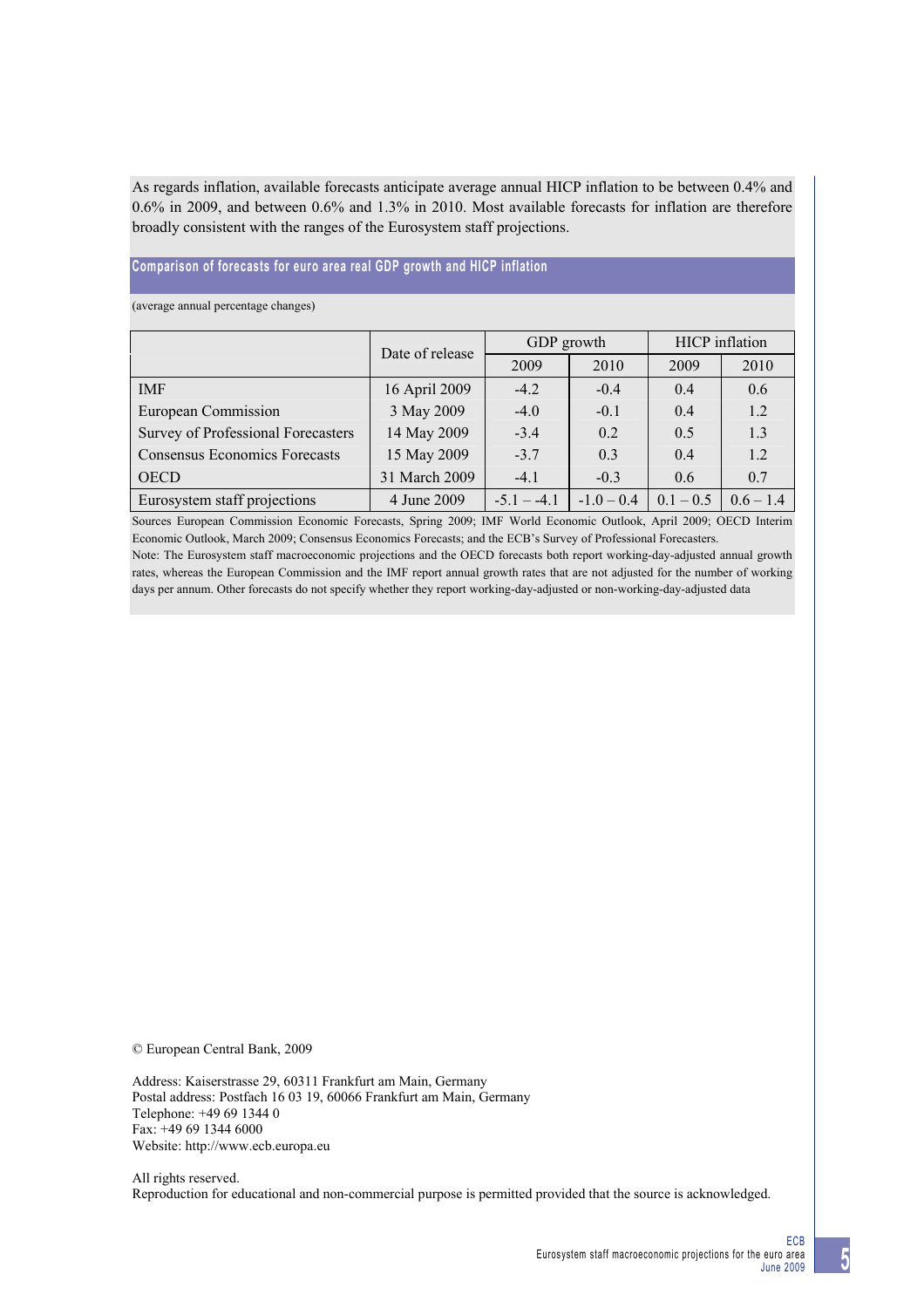As regards inflation, available forecasts anticipate average annual HICP inflation to be between 0.4% and 0.6% in 2009, and between 0.6% and 1.3% in 2010. Most available forecasts for inflation are therefore broadly consistent with the ranges of the Eurosystem staff projections.

### Comparison of forecasts for euro area real GDP growth and HICP inflation

(average annual percentage changes)

| | Date of release | GDP growth | | HICP inflation | |
|---|---|---|---|---|---|
| | | 2009 | 2010 | 2009 | 2010 |
| IMF | 16 April 2009 | -4.2 | -0.4 | 0.4 | 0.6 |
| European Commission | 3 May 2009 | -4.0 | -0.1 | 0.4 | 1.2 |
| Survey of Professional Forecasters | 14 May 2009 | -3.4 | 0.2 | 0.5 | 1.3 |
| Consensus Economics Forecasts | 15 May 2009 | -3.7 | 0.3 | 0.4 | 1.2 |
| OECD | 31 March 2009 | -4.1 | -0.3 | 0.6 | 0.7 |
| Eurosystem staff projections | 4 June 2009 | -5.1 – -4.1 | -1.0 – 0.4 | 0.1 – 0.5 | 0.6 – 1.4 |

Sources European Commission Economic Forecasts, Spring 2009; IMF World Economic Outlook, April 2009; OECD Interim Economic Outlook, March 2009; Consensus Economics Forecasts; and the ECB's Survey of Professional Forecasters.
Note: The Eurosystem staff macroeconomic projections and the OECD forecasts both report working-day-adjusted annual growth rates, whereas the European Commission and the IMF report annual growth rates that are not adjusted for the number of working days per annum. Other forecasts do not specify whether they report working-day-adjusted or non-working-day-adjusted data

© European Central Bank, 2009

Address: Kaiserstrasse 29, 60311 Frankfurt am Main, Germany
Postal address: Postfach 16 03 19, 60066 Frankfurt am Main, Germany
Telephone: +49 69 1344 0
Fax: +49 69 1344 6000
Website: http://www.ecb.europa.eu

All rights reserved.
Reproduction for educational and non-commercial purpose is permitted provided that the source is acknowledged.